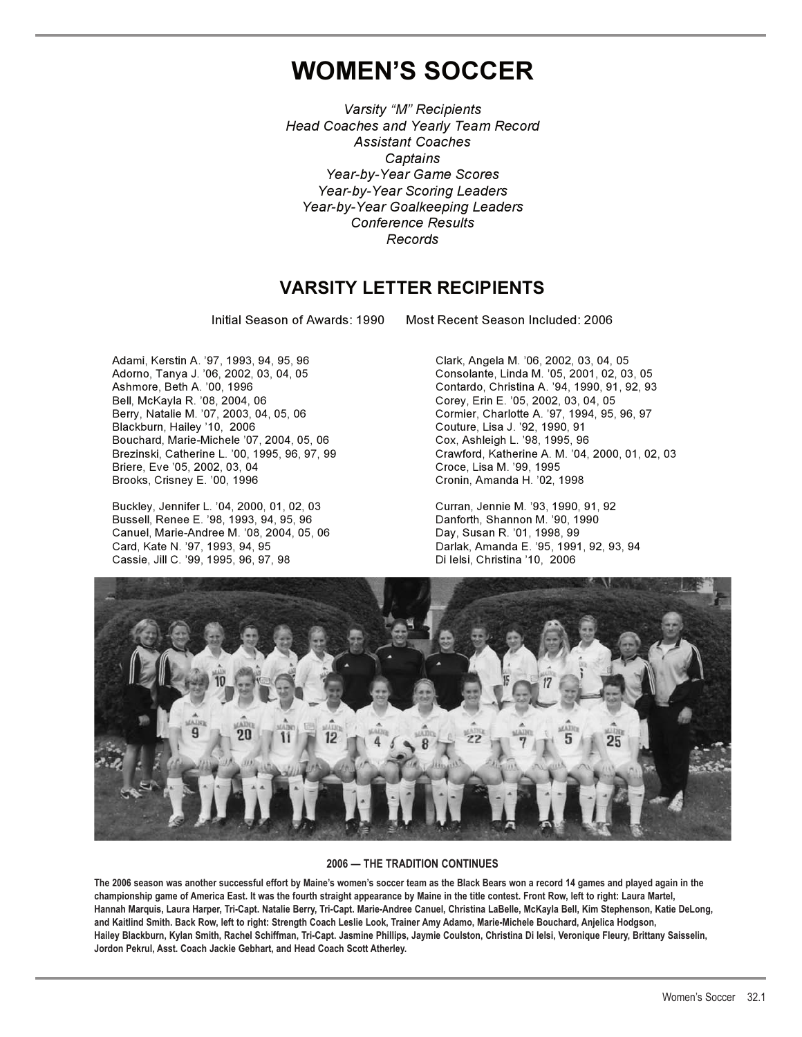# WOMEN'S SOCCER

*Varsity "M" Recipients*
*Head Coaches and Yearly Team Record*
*Assistant Coaches*
*Captains*
*Year-by-Year Game Scores*
*Year-by-Year Scoring Leaders*
*Year-by-Year Goalkeeping Leaders*
*Conference Results*
*Records*

## VARSITY LETTER RECIPIENTS

Initial Season of Awards: 1990 Most Recent Season Included: 2006

Adami, Kerstin A. '97, 1993, 94, 95, 96
Adorno, Tanya J. '06, 2002, 03, 04, 05
Ashmore, Beth A. '00, 1996
Bell, McKayla R. '08, 2004, 06
Berry, Natalie M. '07, 2003, 04, 05, 06
Blackburn, Hailey '10, 2006
Bouchard, Marie-Michele '07, 2004, 05, 06
Brezinski, Catherine L. '00, 1995, 96, 97, 99
Briere, Eve '05, 2002, 03, 04
Brooks, Crisney E. '00, 1996

Buckley, Jennifer L. '04, 2000, 01, 02, 03
Bussell, Renee E. '98, 1993, 94, 95, 96
Canuel, Marie-Andree M. '08, 2004, 05, 06
Card, Kate N. '97, 1993, 94, 95
Cassie, Jill C. '99, 1995, 96, 97, 98

Clark, Angela M. '06, 2002, 03, 04, 05
Consolante, Linda M. '05, 2001, 02, 03, 05
Contardo, Christina A. '94, 1990, 91, 92, 93
Corey, Erin E. '05, 2002, 03, 04, 05
Cormier, Charlotte A. '97, 1994, 95, 96, 97
Couture, Lisa J. '92, 1990, 91
Cox, Ashleigh L. '98, 1995, 96
Crawford, Katherine A. M. '04, 2000, 01, 02, 03
Croce, Lisa M. '99, 1995
Cronin, Amanda H. '02, 1998

Curran, Jennie M. '93, 1990, 91, 92
Danforth, Shannon M. '90, 1990
Day, Susan R. '01, 1998, 99
Darlak, Amanda E. '95, 1991, 92, 93, 94
Di Ielsi, Christina '10, 2006

**2006 — THE TRADITION CONTINUES**

**The 2006 season was another successful effort by Maine's women's soccer team as the Black Bears won a record 14 games and played again in the championship game of America East. It was the fourth straight appearance by Maine in the title contest. Front Row, left to right: Laura Martel, Hannah Marquis, Laura Harper, Tri-Capt. Natalie Berry, Tri-Capt. Marie-Andree Canuel, Christina LaBelle, McKayla Bell, Kim Stephenson, Katie DeLong, and Kaitlind Smith. Back Row, left to right: Strength Coach Leslie Look, Trainer Amy Adamo, Marie-Michele Bouchard, Anjelica Hodgson, Hailey Blackburn, Kylan Smith, Rachel Schiffman, Tri-Capt. Jasmine Phillips, Jaymie Coulston, Christina Di Ielsi, Veronique Fleury, Brittany Saisselin, Jordon Pekrul, Asst. Coach Jackie Gebhart, and Head Coach Scott Atherley.**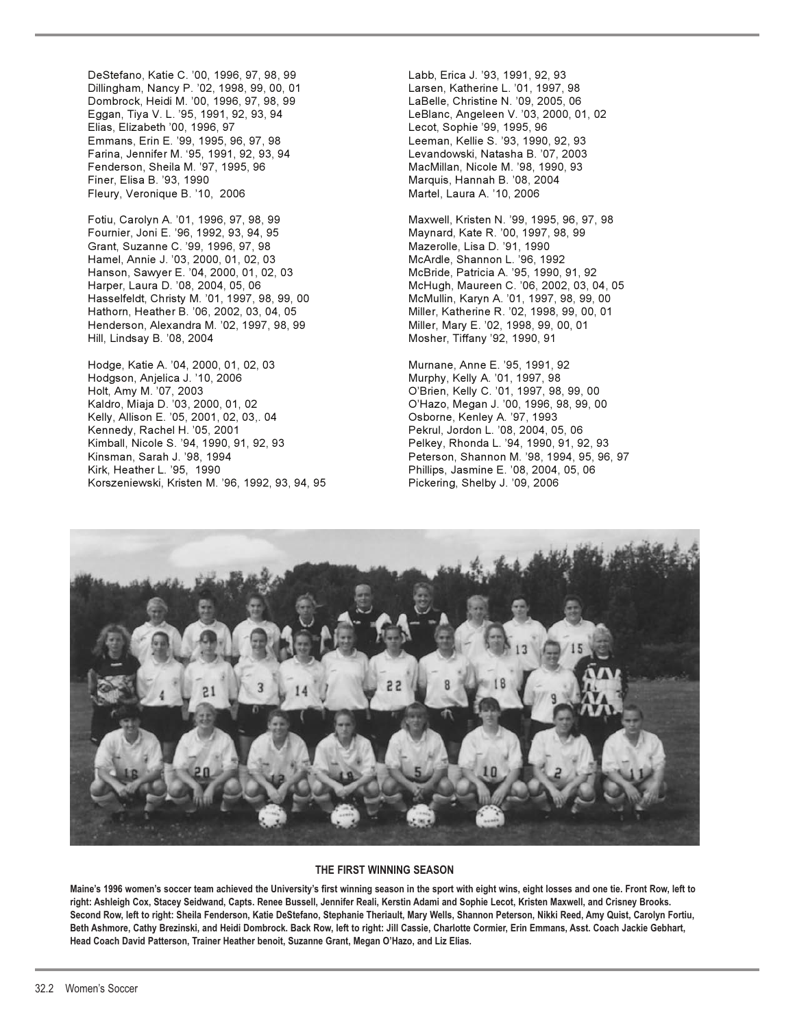DeStefano, Katie C. '00, 1996, 97, 98, 99
Dillingham, Nancy P. '02, 1998, 99, 00, 01
Dombrock, Heidi M. '00, 1996, 97, 98, 99
Eggan, Tiya V. L. '95, 1991, 92, 93, 94
Elias, Elizabeth '00, 1996, 97
Emmans, Erin E. '99, 1995, 96, 97, 98
Farina, Jennifer M. '95, 1991, 92, 93, 94
Fenderson, Sheila M. '97, 1995, 96
Finer, Elisa B. '93, 1990
Fleury, Veronique B. '10, 2006

Fotiu, Carolyn A. '01, 1996, 97, 98, 99
Fournier, Joni E. '96, 1992, 93, 94, 95
Grant, Suzanne C. '99, 1996, 97, 98
Hamel, Annie J. '03, 2000, 01, 02, 03
Hanson, Sawyer E. '04, 2000, 01, 02, 03
Harper, Laura D. '08, 2004, 05, 06
Hasselfeldt, Christy M. '01, 1997, 98, 99, 00
Hathorn, Heather B. '06, 2002, 03, 04, 05
Henderson, Alexandra M. '02, 1997, 98, 99
Hill, Lindsay B. '08, 2004

Hodge, Katie A. '04, 2000, 01, 02, 03
Hodgson, Anjelica J. '10, 2006
Holt, Amy M. '07, 2003
Kaldro, Miaja D. '03, 2000, 01, 02
Kelly, Allison E. '05, 2001, 02, 03,. 04
Kennedy, Rachel H. '05, 2001
Kimball, Nicole S. '94, 1990, 91, 92, 93
Kinsman, Sarah J. '98, 1994
Kirk, Heather L. '95, 1990
Korszeniewski, Kristen M. '96, 1992, 93, 94, 95

Labb, Erica J. '93, 1991, 92, 93
Larsen, Katherine L. '01, 1997, 98
LaBelle, Christine N. '09, 2005, 06
LeBlanc, Angeleen V. '03, 2000, 01, 02
Lecot, Sophie '99, 1995, 96
Leeman, Kellie S. '93, 1990, 92, 93
Levandowski, Natasha B. '07, 2003
MacMillan, Nicole M. '98, 1990, 93
Marquis, Hannah B. '08, 2004
Martel, Laura A. '10, 2006

Maxwell, Kristen N. '99, 1995, 96, 97, 98
Maynard, Kate R. '00, 1997, 98, 99
Mazerolle, Lisa D. '91, 1990
McArdle, Shannon L. '96, 1992
McBride, Patricia A. '95, 1990, 91, 92
McHugh, Maureen C. '06, 2002, 03, 04, 05
McMullin, Karyn A. '01, 1997, 98, 99, 00
Miller, Katherine R. '02, 1998, 99, 00, 01
Miller, Mary E. '02, 1998, 99, 00, 01
Mosher, Tiffany '92, 1990, 91

Murnane, Anne E. '95, 1991, 92
Murphy, Kelly A. '01, 1997, 98
O'Brien, Kelly C. '01, 1997, 98, 99, 00
O'Hazo, Megan J. '00, 1996, 98, 99, 00
Osborne, Kenley A. '97, 1993
Pekrul, Jordon L. '08, 2004, 05, 06
Pelkey, Rhonda L. '94, 1990, 91, 92, 93
Peterson, Shannon M. '98, 1994, 95, 96, 97
Phillips, Jasmine E. '08, 2004, 05, 06
Pickering, Shelby J. '09, 2006

**THE FIRST WINNING SEASON**

**Maine's 1996 women's soccer team achieved the University's first winning season in the sport with eight wins, eight losses and one tie. Front Row, left to right: Ashleigh Cox, Stacey Seidwand, Capts. Renee Bussell, Jennifer Reali, Kerstin Adami and Sophie Lecot, Kristen Maxwell, and Crisney Brooks. Second Row, left to right: Sheila Fenderson, Katie DeStefano, Stephanie Theriault, Mary Wells, Shannon Peterson, Nikki Reed, Amy Quist, Carolyn Fortiu, Beth Ashmore, Cathy Brezinski, and Heidi Dombrock. Back Row, left to right: Jill Cassie, Charlotte Cormier, Erin Emmans, Asst. Coach Jackie Gebhart, Head Coach David Patterson, Trainer Heather benoit, Suzanne Grant, Megan O'Hazo, and Liz Elias.**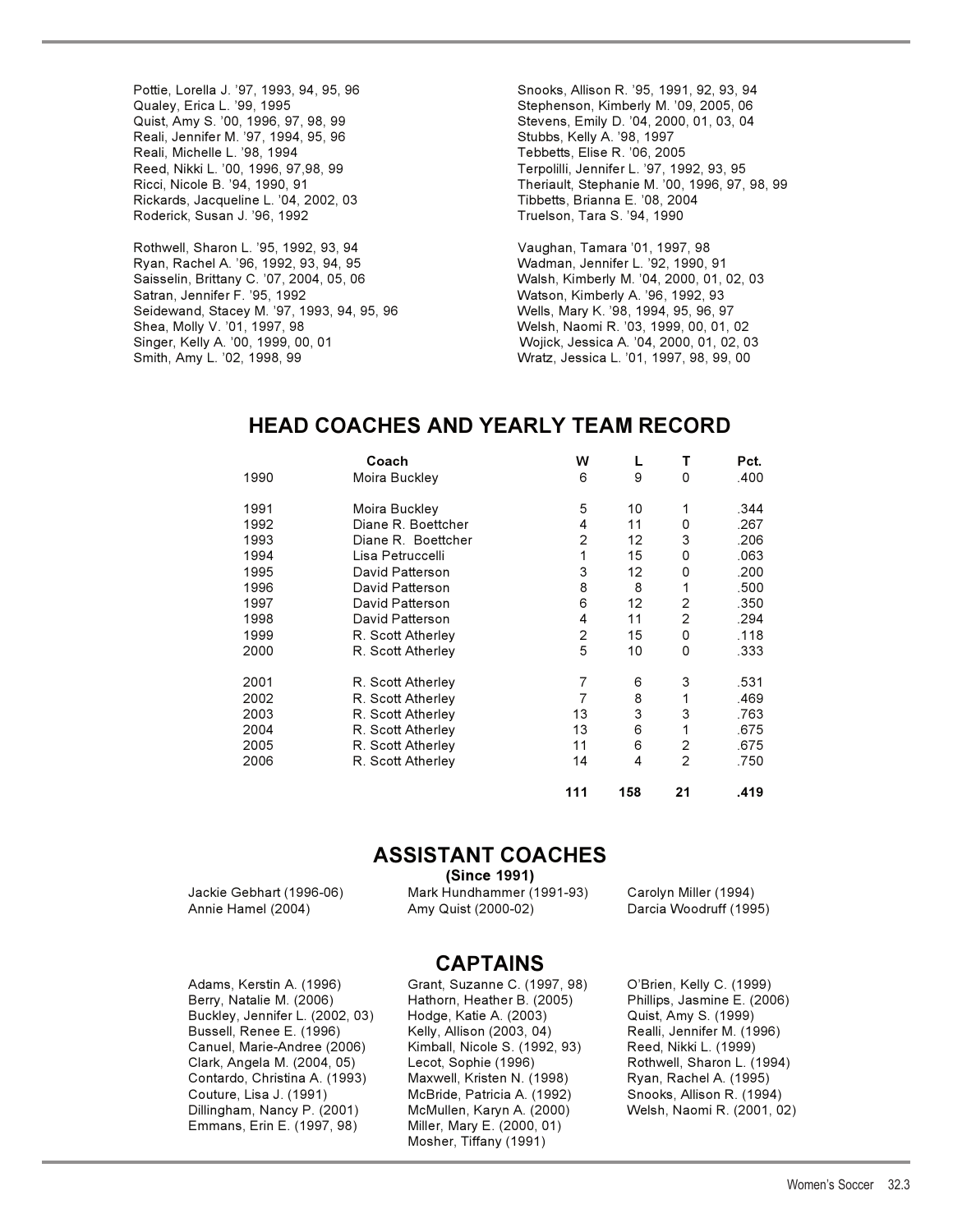Pottie, Lorella J. '97, 1993, 94, 95, 96
Qualey, Erica L. '99, 1995
Quist, Amy S. '00, 1996, 97, 98, 99
Reali, Jennifer M. '97, 1994, 95, 96
Reali, Michelle L. '98, 1994
Reed, Nikki L. '00, 1996, 97,98, 99
Ricci, Nicole B. '94, 1990, 91
Rickards, Jacqueline L. '04, 2002, 03
Roderick, Susan J. '96, 1992

Rothwell, Sharon L. '95, 1992, 93, 94
Ryan, Rachel A. '96, 1992, 93, 94, 95
Saisselin, Brittany C. '07, 2004, 05, 06
Satran, Jennifer F. '95, 1992
Seidewand, Stacey M. '97, 1993, 94, 95, 96
Shea, Molly V. '01, 1997, 98
Singer, Kelly A. '00, 1999, 00, 01
Smith, Amy L. '02, 1998, 99

Snooks, Allison R. '95, 1991, 92, 93, 94
Stephenson, Kimberly M. '09, 2005, 06
Stevens, Emily D. '04, 2000, 01, 03, 04
Stubbs, Kelly A. '98, 1997
Tebbetts, Elise R. '06, 2005
Terpolilli, Jennifer L. '97, 1992, 93, 95
Theriault, Stephanie M. '00, 1996, 97, 98, 99
Tibbetts, Brianna E. '08, 2004
Truelson, Tara S. '94, 1990

Vaughan, Tamara '01, 1997, 98
Wadman, Jennifer L. '92, 1990, 91
Walsh, Kimberly M. '04, 2000, 01, 02, 03
Watson, Kimberly A. '96, 1992, 93
Wells, Mary K. '98, 1994, 95, 96, 97
Welsh, Naomi R. '03, 1999, 00, 01, 02
Wojick, Jessica A. '04, 2000, 01, 02, 03
Wratz, Jessica L. '01, 1997, 98, 99, 00

## HEAD COACHES AND YEARLY TEAM RECORD

| | Coach | W | L | T | Pct. |
|---|---|---|---|---|---|
| 1990 | Moira Buckley | 6 | 9 | 0 | .400 |
| 1991 | Moira Buckley | 5 | 10 | 1 | .344 |
| 1992 | Diane R. Boettcher | 4 | 11 | 0 | .267 |
| 1993 | Diane R. Boettcher | 2 | 12 | 3 | .206 |
| 1994 | Lisa Petruccelli | 1 | 15 | 0 | .063 |
| 1995 | David Patterson | 3 | 12 | 0 | .200 |
| 1996 | David Patterson | 8 | 8 | 1 | .500 |
| 1997 | David Patterson | 6 | 12 | 2 | .350 |
| 1998 | David Patterson | 4 | 11 | 2 | .294 |
| 1999 | R. Scott Atherley | 2 | 15 | 0 | .118 |
| 2000 | R. Scott Atherley | 5 | 10 | 0 | .333 |
| 2001 | R. Scott Atherley | 7 | 6 | 3 | .531 |
| 2002 | R. Scott Atherley | 7 | 8 | 1 | .469 |
| 2003 | R. Scott Atherley | 13 | 3 | 3 | .763 |
| 2004 | R. Scott Atherley | 13 | 6 | 1 | .675 |
| 2005 | R. Scott Atherley | 11 | 6 | 2 | .675 |
| 2006 | R. Scott Atherley | 14 | 4 | 2 | .750 |
| | | **111** | **158** | **21** | **.419** |

## ASSISTANT COACHES

**(Since 1991)**

Jackie Gebhart (1996-06)
Annie Hamel (2004)
Mark Hundhammer (1991-93)
Amy Quist (2000-02)
Carolyn Miller (1994)
Darcia Woodruff (1995)

## CAPTAINS

Adams, Kerstin A. (1996)
Berry, Natalie M. (2006)
Buckley, Jennifer L. (2002, 03)
Bussell, Renee E. (1996)
Canuel, Marie-Andree (2006)
Clark, Angela M. (2004, 05)
Contardo, Christina A. (1993)
Couture, Lisa J. (1991)
Dillingham, Nancy P. (2001)
Emmans, Erin E. (1997, 98)
Grant, Suzanne C. (1997, 98)
Hathorn, Heather B. (2005)
Hodge, Katie A. (2003)
Kelly, Allison (2003, 04)
Kimball, Nicole S. (1992, 93)
Lecot, Sophie (1996)
Maxwell, Kristen N. (1998)
McBride, Patricia A. (1992)
McMullen, Karyn A. (2000)
Miller, Mary E. (2000, 01)
Mosher, Tiffany (1991)
O'Brien, Kelly C. (1999)
Phillips, Jasmine E. (2006)
Quist, Amy S. (1999)
Realli, Jennifer M. (1996)
Reed, Nikki L. (1999)
Rothwell, Sharon L. (1994)
Ryan, Rachel A. (1995)
Snooks, Allison R. (1994)
Welsh, Naomi R. (2001, 02)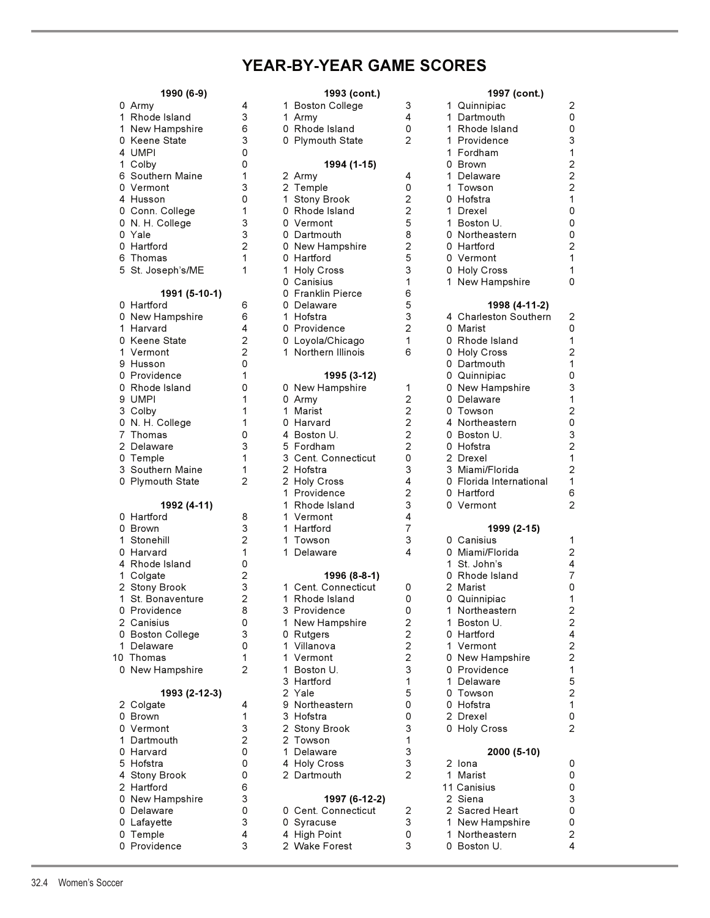# YEAR-BY-YEAR GAME SCORES

### 1990 (6-9)

| | Opponent | |
|---|---|---|
| 0 | Army | 4 |
| 1 | Rhode Island | 3 |
| 1 | New Hampshire | 6 |
| 0 | Keene State | 3 |
| 4 | UMPI | 0 |
| 1 | Colby | 0 |
| 6 | Southern Maine | 1 |
| 0 | Vermont | 3 |
| 4 | Husson | 0 |
| 0 | Conn. College | 1 |
| 0 | N. H. College | 3 |
| 0 | Yale | 3 |
| 0 | Hartford | 2 |
| 6 | Thomas | 1 |
| 5 | St. Joseph's/ME | 1 |

### 1991 (5-10-1)

| | Opponent | |
|---|---|---|
| 0 | Hartford | 6 |
| 0 | New Hampshire | 6 |
| 1 | Harvard | 4 |
| 0 | Keene State | 2 |
| 1 | Vermont | 2 |
| 9 | Husson | 0 |
| 0 | Providence | 1 |
| 0 | Rhode Island | 0 |
| 9 | UMPI | 1 |
| 3 | Colby | 1 |
| 0 | N. H. College | 1 |
| 7 | Thomas | 0 |
| 2 | Delaware | 3 |
| 0 | Temple | 1 |
| 3 | Southern Maine | 1 |
| 0 | Plymouth State | 2 |

### 1992 (4-11)

| | Opponent | |
|---|---|---|
| 0 | Hartford | 8 |
| 0 | Brown | 3 |
| 1 | Stonehill | 2 |
| 0 | Harvard | 1 |
| 4 | Rhode Island | 0 |
| 1 | Colgate | 2 |
| 2 | Stony Brook | 3 |
| 1 | St. Bonaventure | 2 |
| 0 | Providence | 8 |
| 2 | Canisius | 0 |
| 0 | Boston College | 3 |
| 1 | Delaware | 0 |
| 10 | Thomas | 1 |
| 0 | New Hampshire | 2 |

### 1993 (2-12-3)

| | Opponent | |
|---|---|---|
| 2 | Colgate | 4 |
| 0 | Brown | 1 |
| 0 | Vermont | 3 |
| 1 | Dartmouth | 2 |
| 0 | Harvard | 0 |
| 5 | Hofstra | 0 |
| 4 | Stony Brook | 0 |
| 2 | Hartford | 6 |
| 0 | New Hampshire | 3 |
| 0 | Delaware | 0 |
| 0 | Lafayette | 3 |
| 0 | Temple | 4 |
| 0 | Providence | 3 |
| 1 | Boston College | 3 |
| 1 | Army | 4 |
| 0 | Rhode Island | 0 |
| 0 | Plymouth State | 2 |

### 1994 (1-15)

| | Opponent | |
|---|---|---|
| 2 | Army | 4 |
| 2 | Temple | 0 |
| 1 | Stony Brook | 2 |
| 0 | Rhode Island | 2 |
| 0 | Vermont | 5 |
| 0 | Dartmouth | 8 |
| 0 | New Hampshire | 2 |
| 0 | Hartford | 5 |
| 1 | Holy Cross | 3 |
| 0 | Canisius | 1 |
| 0 | Franklin Pierce | 6 |
| 0 | Delaware | 5 |
| 1 | Hofstra | 3 |
| 0 | Providence | 2 |
| 0 | Loyola/Chicago | 1 |
| 1 | Northern Illinois | 6 |

### 1995 (3-12)

| | Opponent | |
|---|---|---|
| 0 | New Hampshire | 1 |
| 0 | Army | 2 |
| 1 | Marist | 2 |
| 0 | Harvard | 2 |
| 4 | Boston U. | 2 |
| 5 | Fordham | 2 |
| 3 | Cent. Connecticut | 0 |
| 2 | Hofstra | 3 |
| 2 | Holy Cross | 4 |
| 1 | Providence | 2 |
| 1 | Rhode Island | 3 |
| 1 | Vermont | 4 |
| 1 | Hartford | 7 |
| 1 | Towson | 3 |
| 1 | Delaware | 4 |

### 1996 (8-8-1)

| | Opponent | |
|---|---|---|
| 1 | Cent. Connecticut | 0 |
| 1 | Rhode Island | 0 |
| 3 | Providence | 0 |
| 1 | New Hampshire | 2 |
| 0 | Rutgers | 2 |
| 1 | Villanova | 2 |
| 1 | Vermont | 2 |
| 1 | Boston U. | 3 |
| 3 | Hartford | 1 |
| 2 | Yale | 5 |
| 9 | Northeastern | 0 |
| 3 | Hofstra | 0 |
| 2 | Stony Brook | 3 |
| 2 | Towson | 1 |
| 1 | Delaware | 3 |
| 4 | Holy Cross | 3 |
| 2 | Dartmouth | 2 |

### 1997 (6-12-2)

| | Opponent | |
|---|---|---|
| 0 | Cent. Connecticut | 2 |
| 0 | Syracuse | 3 |
| 4 | High Point | 0 |
| 2 | Wake Forest | 3 |
| 1 | Quinnipiac | 2 |
| 1 | Dartmouth | 0 |
| 1 | Rhode Island | 0 |
| 1 | Providence | 3 |
| 1 | Fordham | 1 |
| 0 | Brown | 2 |
| 1 | Delaware | 2 |
| 1 | Towson | 2 |
| 0 | Hofstra | 1 |
| 1 | Drexel | 0 |
| 1 | Boston U. | 0 |
| 0 | Northeastern | 0 |
| 0 | Hartford | 2 |
| 0 | Vermont | 1 |
| 0 | Holy Cross | 1 |
| 1 | New Hampshire | 0 |

### 1998 (4-11-2)

| | Opponent | |
|---|---|---|
| 4 | Charleston Southern | 2 |
| 0 | Marist | 0 |
| 0 | Rhode Island | 1 |
| 0 | Holy Cross | 2 |
| 0 | Dartmouth | 1 |
| 0 | Quinnipiac | 0 |
| 0 | New Hampshire | 3 |
| 0 | Delaware | 1 |
| 0 | Towson | 2 |
| 4 | Northeastern | 0 |
| 0 | Boston U. | 3 |
| 0 | Hofstra | 2 |
| 2 | Drexel | 1 |
| 3 | Miami/Florida | 2 |
| 0 | Florida International | 1 |
| 0 | Hartford | 6 |
| 0 | Vermont | 2 |

### 1999 (2-15)

| | Opponent | |
|---|---|---|
| 0 | Canisius | 1 |
| 0 | Miami/Florida | 2 |
| 1 | St. John's | 4 |
| 0 | Rhode Island | 7 |
| 2 | Marist | 0 |
| 0 | Quinnipiac | 1 |
| 1 | Northeastern | 2 |
| 1 | Boston U. | 2 |
| 0 | Hartford | 4 |
| 1 | Vermont | 2 |
| 0 | New Hampshire | 2 |
| 0 | Providence | 1 |
| 1 | Delaware | 5 |
| 0 | Towson | 2 |
| 0 | Hofstra | 1 |
| 2 | Drexel | 0 |
| 0 | Holy Cross | 2 |

### 2000 (5-10)

| | Opponent | |
|---|---|---|
| 2 | Iona | 0 |
| 1 | Marist | 0 |
| 11 | Canisius | 0 |
| 2 | Siena | 3 |
| 2 | Sacred Heart | 0 |
| 1 | New Hampshire | 0 |
| 1 | Northeastern | 2 |
| 0 | Boston U. | 4 |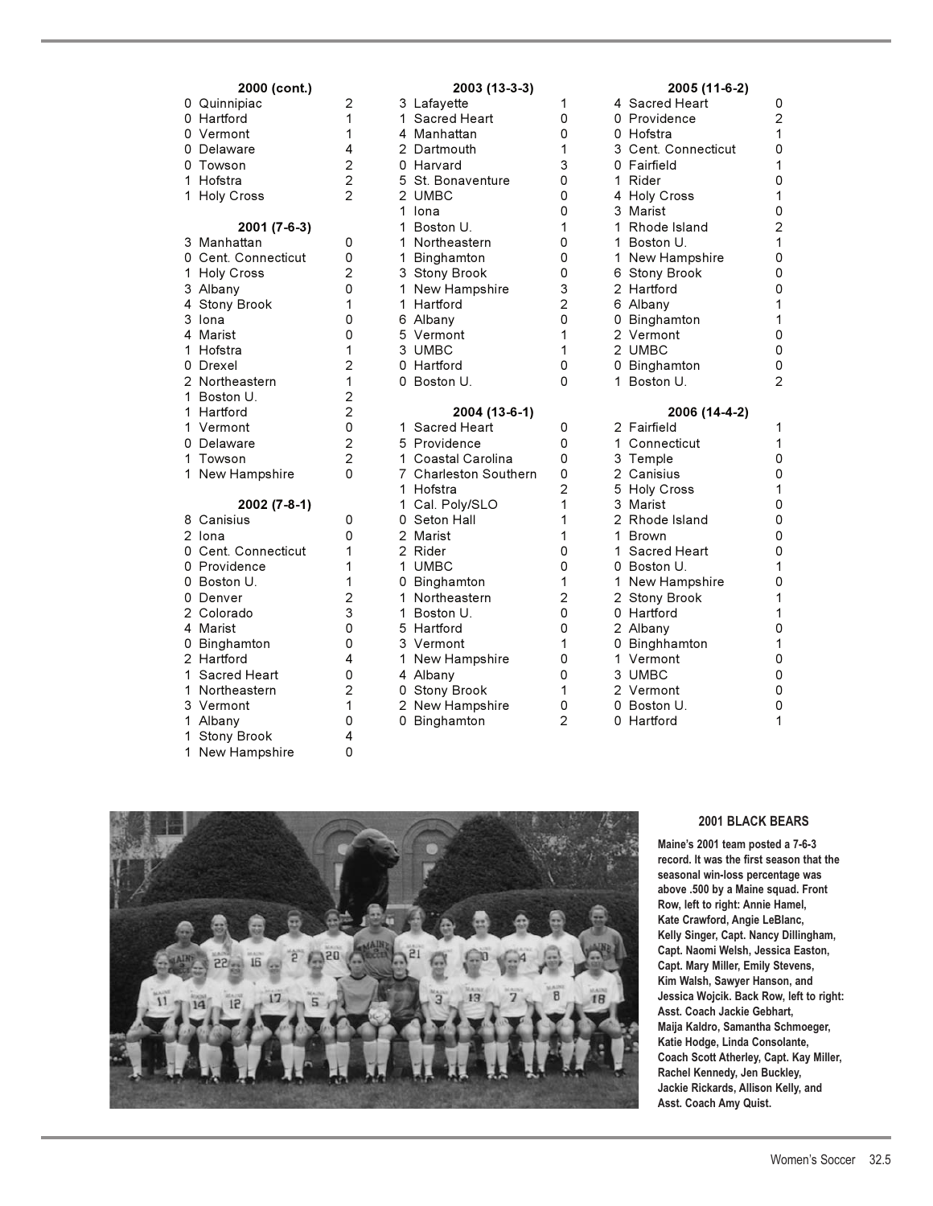### 2000 (cont.)

| Maine | Opponent | Score |
|---|---|---|
| 0 | Quinnipiac | 2 |
| 0 | Hartford | 1 |
| 0 | Vermont | 1 |
| 0 | Delaware | 4 |
| 0 | Towson | 2 |
| 1 | Hofstra | 2 |
| 1 | Holy Cross | 2 |

### 2001 (7-6-3)

| Maine | Opponent | Score |
|---|---|---|
| 3 | Manhattan | 0 |
| 0 | Cent. Connecticut | 0 |
| 1 | Holy Cross | 2 |
| 3 | Albany | 0 |
| 4 | Stony Brook | 1 |
| 3 | Iona | 0 |
| 4 | Marist | 0 |
| 1 | Hofstra | 1 |
| 0 | Drexel | 2 |
| 2 | Northeastern | 1 |
| 1 | Boston U. | 2 |
| 1 | Hartford | 2 |
| 1 | Vermont | 0 |
| 0 | Delaware | 2 |
| 1 | Towson | 2 |
| 1 | New Hampshire | 0 |

### 2002 (7-8-1)

| Maine | Opponent | Score |
|---|---|---|
| 8 | Canisius | 0 |
| 2 | Iona | 0 |
| 0 | Cent. Connecticut | 1 |
| 0 | Providence | 1 |
| 0 | Boston U. | 1 |
| 0 | Denver | 2 |
| 2 | Colorado | 3 |
| 4 | Marist | 0 |
| 0 | Binghamton | 0 |
| 2 | Hartford | 4 |
| 1 | Sacred Heart | 0 |
| 1 | Northeastern | 2 |
| 3 | Vermont | 1 |
| 1 | Albany | 0 |
| 1 | Stony Brook | 4 |
| 1 | New Hampshire | 0 |

### 2003 (13-3-3)

| Maine | Opponent | Score |
|---|---|---|
| 3 | Lafayette | 1 |
| 1 | Sacred Heart | 0 |
| 4 | Manhattan | 0 |
| 2 | Dartmouth | 1 |
| 0 | Harvard | 3 |
| 5 | St. Bonaventure | 0 |
| 2 | UMBC | 0 |
| 1 | Iona | 0 |
| 1 | Boston U. | 1 |
| 1 | Northeastern | 0 |
| 1 | Binghamton | 0 |
| 3 | Stony Brook | 0 |
| 1 | New Hampshire | 3 |
| 1 | Hartford | 2 |
| 6 | Albany | 0 |
| 5 | Vermont | 1 |
| 3 | UMBC | 1 |
| 0 | Hartford | 0 |
| 0 | Boston U. | 0 |

### 2004 (13-6-1)

| Maine | Opponent | Score |
|---|---|---|
| 1 | Sacred Heart | 0 |
| 5 | Providence | 0 |
| 1 | Coastal Carolina | 0 |
| 7 | Charleston Southern | 0 |
| 1 | Hofstra | 2 |
| 1 | Cal. Poly/SLO | 1 |
| 0 | Seton Hall | 1 |
| 2 | Marist | 1 |
| 2 | Rider | 0 |
| 1 | UMBC | 0 |
| 0 | Binghamton | 1 |
| 1 | Northeastern | 2 |
| 1 | Boston U. | 0 |
| 5 | Hartford | 0 |
| 3 | Vermont | 1 |
| 1 | New Hampshire | 0 |
| 4 | Albany | 0 |
| 0 | Stony Brook | 1 |
| 2 | New Hampshire | 0 |
| 0 | Binghamton | 2 |

### 2005 (11-6-2)

| Maine | Opponent | Score |
|---|---|---|
| 4 | Sacred Heart | 0 |
| 0 | Providence | 2 |
| 0 | Hofstra | 1 |
| 3 | Cent. Connecticut | 0 |
| 0 | Fairfield | 1 |
| 1 | Rider | 0 |
| 4 | Holy Cross | 1 |
| 3 | Marist | 0 |
| 1 | Rhode Island | 2 |
| 1 | Boston U. | 1 |
| 1 | New Hampshire | 0 |
| 6 | Stony Brook | 0 |
| 2 | Hartford | 0 |
| 6 | Albany | 1 |
| 0 | Binghamton | 1 |
| 2 | Vermont | 0 |
| 2 | UMBC | 0 |
| 0 | Binghamton | 0 |
| 1 | Boston U. | 2 |

### 2006 (14-4-2)

| Maine | Opponent | Score |
|---|---|---|
| 2 | Fairfield | 1 |
| 1 | Connecticut | 1 |
| 3 | Temple | 0 |
| 2 | Canisius | 0 |
| 5 | Holy Cross | 1 |
| 3 | Marist | 0 |
| 2 | Rhode Island | 0 |
| 1 | Brown | 0 |
| 1 | Sacred Heart | 0 |
| 0 | Boston U. | 1 |
| 1 | New Hampshire | 0 |
| 2 | Stony Brook | 1 |
| 0 | Hartford | 1 |
| 2 | Albany | 0 |
| 0 | Binghhamton | 1 |
| 1 | Vermont | 0 |
| 3 | UMBC | 0 |
| 2 | Vermont | 0 |
| 0 | Boston U. | 0 |
| 0 | Hartford | 1 |

**2001 BLACK BEARS**

**Maine's 2001 team posted a 7-6-3 record. It was the first season that the seasonal win-loss percentage was above .500 by a Maine squad. Front Row, left to right: Annie Hamel, Kate Crawford, Angie LeBlanc, Kelly Singer, Capt. Nancy Dillingham, Capt. Naomi Welsh, Jessica Easton, Capt. Mary Miller, Emily Stevens, Kim Walsh, Sawyer Hanson, and Jessica Wojcik. Back Row, left to right: Asst. Coach Jackie Gebhart, Maija Kaldro, Samantha Schmoeger, Katie Hodge, Linda Consolante, Coach Scott Atherley, Capt. Kay Miller, Rachel Kennedy, Jen Buckley, Jackie Rickards, Allison Kelly, and Asst. Coach Amy Quist.**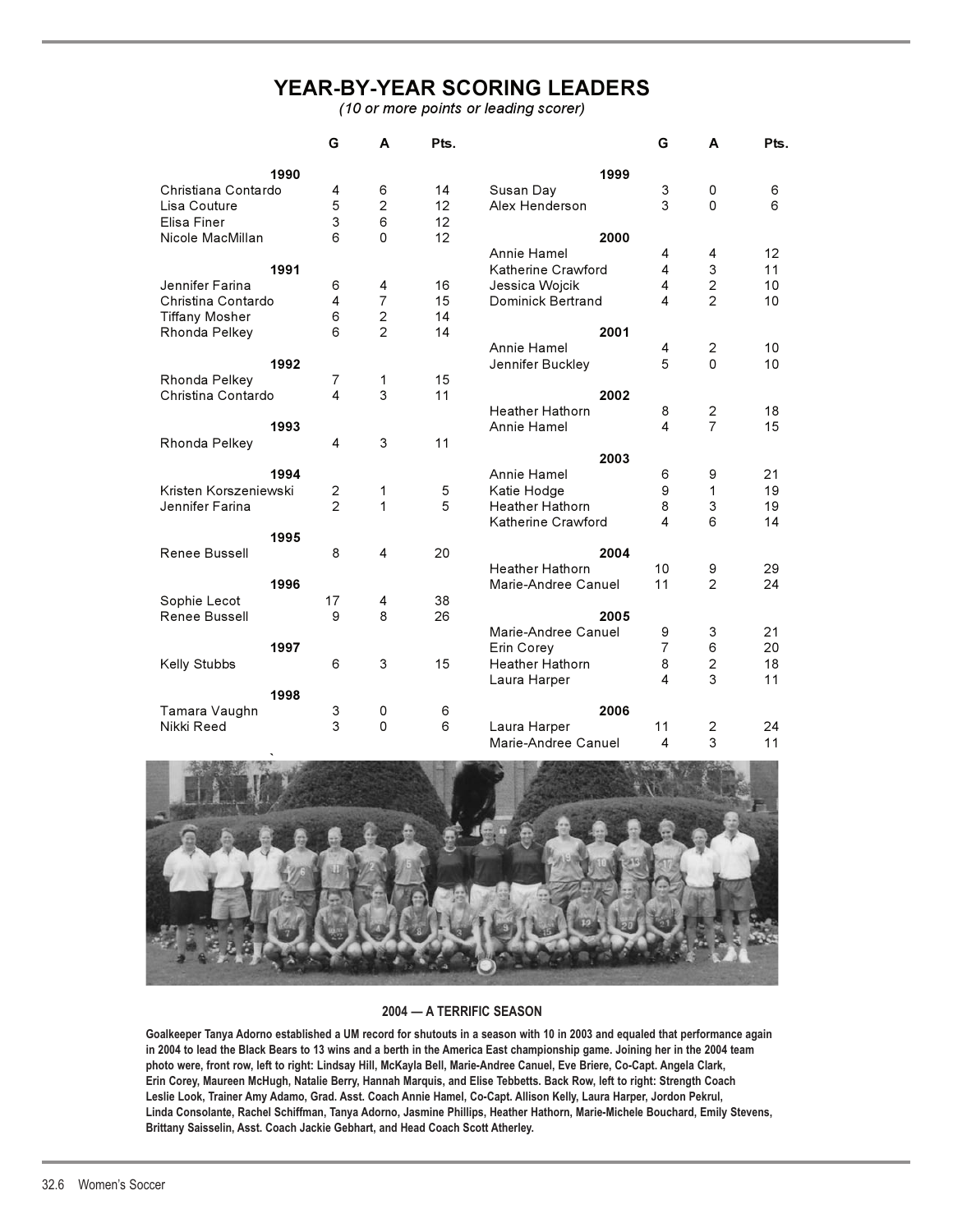# YEAR-BY-YEAR SCORING LEADERS

*(10 or more points or leading scorer)*

| | G | A | Pts. |
|---|---|---|---|
| **1990** | | | |
| Christiana Contardo | 4 | 6 | 14 |
| Lisa Couture | 5 | 2 | 12 |
| Elisa Finer | 3 | 6 | 12 |
| Nicole MacMillan | 6 | 0 | 12 |
| **1991** | | | |
| Jennifer Farina | 6 | 4 | 16 |
| Christina Contardo | 4 | 7 | 15 |
| Tiffany Mosher | 6 | 2 | 14 |
| Rhonda Pelkey | 6 | 2 | 14 |
| **1992** | | | |
| Rhonda Pelkey | 7 | 1 | 15 |
| Christina Contardo | 4 | 3 | 11 |
| **1993** | | | |
| Rhonda Pelkey | 4 | 3 | 11 |
| **1994** | | | |
| Kristen Korszeniewski | 2 | 1 | 5 |
| Jennifer Farina | 2 | 1 | 5 |
| **1995** | | | |
| Renee Bussell | 8 | 4 | 20 |
| **1996** | | | |
| Sophie Lecot | 17 | 4 | 38 |
| Renee Bussell | 9 | 8 | 26 |
| **1997** | | | |
| Kelly Stubbs | 6 | 3 | 15 |
| **1998** | | | |
| Tamara Vaughn | 3 | 0 | 6 |
| Nikki Reed | 3 | 0 | 6 |
| **1999** | | | |
| Susan Day | 3 | 0 | 6 |
| Alex Henderson | 3 | 0 | 6 |
| **2000** | | | |
| Annie Hamel | 4 | 4 | 12 |
| Katherine Crawford | 4 | 3 | 11 |
| Jessica Wojcik | 4 | 2 | 10 |
| Dominick Bertrand | 4 | 2 | 10 |
| **2001** | | | |
| Annie Hamel | 4 | 2 | 10 |
| Jennifer Buckley | 5 | 0 | 10 |
| **2002** | | | |
| Heather Hathorn | 8 | 2 | 18 |
| Annie Hamel | 4 | 7 | 15 |
| **2003** | | | |
| Annie Hamel | 6 | 9 | 21 |
| Katie Hodge | 9 | 1 | 19 |
| Heather Hathorn | 8 | 3 | 19 |
| Katherine Crawford | 4 | 6 | 14 |
| **2004** | | | |
| Heather Hathorn | 10 | 9 | 29 |
| Marie-Andree Canuel | 11 | 2 | 24 |
| **2005** | | | |
| Marie-Andree Canuel | 9 | 3 | 21 |
| Erin Corey | 7 | 6 | 20 |
| Heather Hathorn | 8 | 2 | 18 |
| Laura Harper | 4 | 3 | 11 |
| **2006** | | | |
| Laura Harper | 11 | 2 | 24 |
| Marie-Andree Canuel | 4 | 3 | 11 |

**2004 — A TERRIFIC SEASON**

**Goalkeeper Tanya Adorno established a UM record for shutouts in a season with 10 in 2003 and equaled that performance again in 2004 to lead the Black Bears to 13 wins and a berth in the America East championship game. Joining her in the 2004 team photo were, front row, left to right: Lindsay Hill, McKayla Bell, Marie-Andree Canuel, Eve Briere, Co-Capt. Angela Clark, Erin Corey, Maureen McHugh, Natalie Berry, Hannah Marquis, and Elise Tebbetts. Back Row, left to right: Strength Coach Leslie Look, Trainer Amy Adamo, Grad. Asst. Coach Annie Hamel, Co-Capt. Allison Kelly, Laura Harper, Jordon Pekrul, Linda Consolante, Rachel Schiffman, Tanya Adorno, Jasmine Phillips, Heather Hathorn, Marie-Michele Bouchard, Emily Stevens, Brittany Saisselin, Asst. Coach Jackie Gebhart, and Head Coach Scott Atherley.**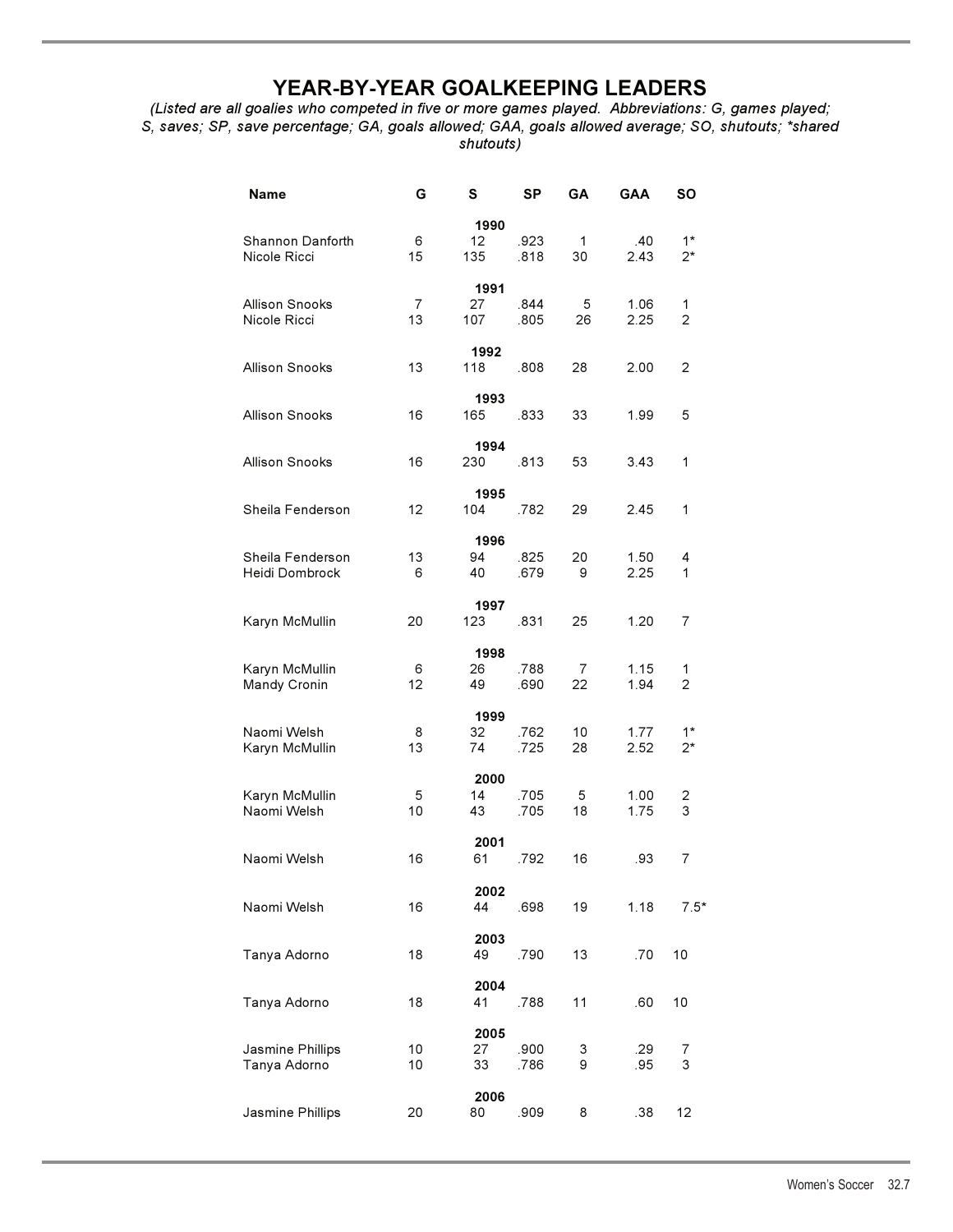# YEAR-BY-YEAR GOALKEEPING LEADERS

*(Listed are all goalies who competed in five or more games played. Abbreviations: G, games played; S, saves; SP, save percentage; GA, goals allowed; GAA, goals allowed average; SO, shutouts; *shared shutouts)*

| Name | G | S | SP | GA | GAA | SO |
|---|---|---|---|---|---|---|
| **1990** | | | | | | |
| Shannon Danforth | 6 | 12 | .923 | 1 | .40 | 1* |
| Nicole Ricci | 15 | 135 | .818 | 30 | 2.43 | 2* |
| **1991** | | | | | | |
| Allison Snooks | 7 | 27 | .844 | 5 | 1.06 | 1 |
| Nicole Ricci | 13 | 107 | .805 | 26 | 2.25 | 2 |
| **1992** | | | | | | |
| Allison Snooks | 13 | 118 | .808 | 28 | 2.00 | 2 |
| **1993** | | | | | | |
| Allison Snooks | 16 | 165 | .833 | 33 | 1.99 | 5 |
| **1994** | | | | | | |
| Allison Snooks | 16 | 230 | .813 | 53 | 3.43 | 1 |
| **1995** | | | | | | |
| Sheila Fenderson | 12 | 104 | .782 | 29 | 2.45 | 1 |
| **1996** | | | | | | |
| Sheila Fenderson | 13 | 94 | .825 | 20 | 1.50 | 4 |
| Heidi Dombrock | 6 | 40 | .679 | 9 | 2.25 | 1 |
| **1997** | | | | | | |
| Karyn McMullin | 20 | 123 | .831 | 25 | 1.20 | 7 |
| **1998** | | | | | | |
| Karyn McMullin | 6 | 26 | .788 | 7 | 1.15 | 1 |
| Mandy Cronin | 12 | 49 | .690 | 22 | 1.94 | 2 |
| **1999** | | | | | | |
| Naomi Welsh | 8 | 32 | .762 | 10 | 1.77 | 1* |
| Karyn McMullin | 13 | 74 | .725 | 28 | 2.52 | 2* |
| **2000** | | | | | | |
| Karyn McMullin | 5 | 14 | .705 | 5 | 1.00 | 2 |
| Naomi Welsh | 10 | 43 | .705 | 18 | 1.75 | 3 |
| **2001** | | | | | | |
| Naomi Welsh | 16 | 61 | .792 | 16 | .93 | 7 |
| **2002** | | | | | | |
| Naomi Welsh | 16 | 44 | .698 | 19 | 1.18 | 7.5* |
| **2003** | | | | | | |
| Tanya Adorno | 18 | 49 | .790 | 13 | .70 | 10 |
| **2004** | | | | | | |
| Tanya Adorno | 18 | 41 | .788 | 11 | .60 | 10 |
| **2005** | | | | | | |
| Jasmine Phillips | 10 | 27 | .900 | 3 | .29 | 7 |
| Tanya Adorno | 10 | 33 | .786 | 9 | .95 | 3 |
| **2006** | | | | | | |
| Jasmine Phillips | 20 | 80 | .909 | 8 | .38 | 12 |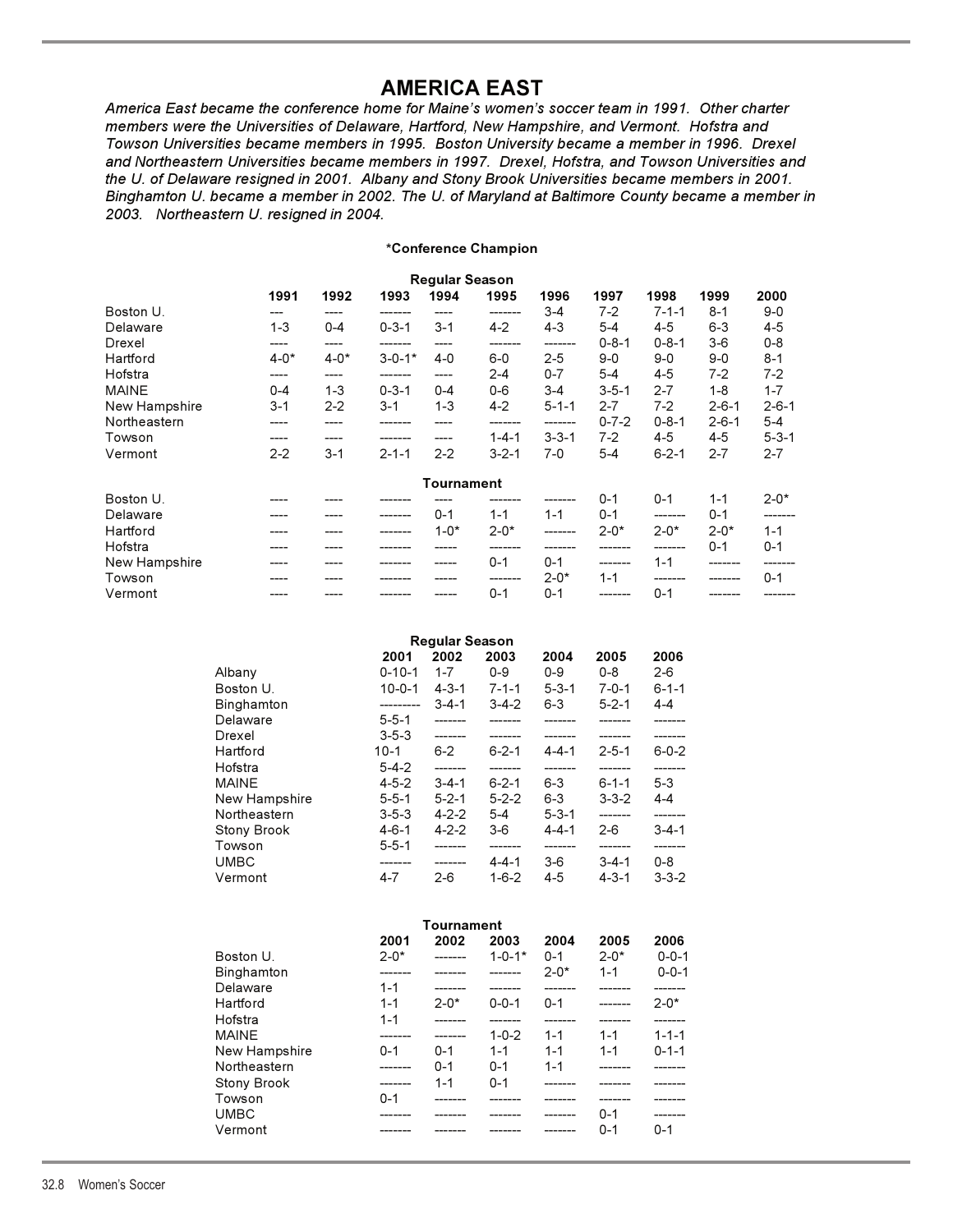# AMERICA EAST

*America East became the conference home for Maine's women's soccer team in 1991. Other charter members were the Universities of Delaware, Hartford, New Hampshire, and Vermont. Hofstra and Towson Universities became members in 1995. Boston University became a member in 1996. Drexel and Northeastern Universities became members in 1997. Drexel, Hofstra, and Towson Universities and the U. of Delaware resigned in 2001. Albany and Stony Brook Universities became members in 2001. Binghamton U. became a member in 2002. The U. of Maryland at Baltimore County became a member in 2003. Northeastern U. resigned in 2004.*

**\*Conference Champion**

**Regular Season**

| | 1991 | 1992 | 1993 | 1994 | 1995 | 1996 | 1997 | 1998 | 1999 | 2000 |
|---|---|---|---|---|---|---|---|---|---|---|
| Boston U. | --- | ---- | ------- | ---- | ------- | 3-4 | 7-2 | 7-1-1 | 8-1 | 9-0 |
| Delaware | 1-3 | 0-4 | 0-3-1 | 3-1 | 4-2 | 4-3 | 5-4 | 4-5 | 6-3 | 4-5 |
| Drexel | ---- | ---- | ------- | ---- | ------- | ------- | 0-8-1 | 0-8-1 | 3-6 | 0-8 |
| Hartford | 4-0* | 4-0* | 3-0-1* | 4-0 | 6-0 | 2-5 | 9-0 | 9-0 | 9-0 | 8-1 |
| Hofstra | ---- | ---- | ------- | ---- | 2-4 | 0-7 | 5-4 | 4-5 | 7-2 | 7-2 |
| MAINE | 0-4 | 1-3 | 0-3-1 | 0-4 | 0-6 | 3-4 | 3-5-1 | 2-7 | 1-8 | 1-7 |
| New Hampshire | 3-1 | 2-2 | 3-1 | 1-3 | 4-2 | 5-1-1 | 2-7 | 7-2 | 2-6-1 | 2-6-1 |
| Northeastern | ---- | ---- | ------- | ---- | ------- | ------- | 0-7-2 | 0-8-1 | 2-6-1 | 5-4 |
| Towson | ---- | ---- | ------- | ---- | 1-4-1 | 3-3-1 | 7-2 | 4-5 | 4-5 | 5-3-1 |
| Vermont | 2-2 | 3-1 | 2-1-1 | 2-2 | 3-2-1 | 7-0 | 5-4 | 6-2-1 | 2-7 | 2-7 |

**Tournament**

| | 1991 | 1992 | 1993 | 1994 | 1995 | 1996 | 1997 | 1998 | 1999 | 2000 |
|---|---|---|---|---|---|---|---|---|---|---|
| Boston U. | ---- | ---- | ------- | ---- | ------- | ------- | 0-1 | 0-1 | 1-1 | 2-0* |
| Delaware | ---- | ---- | ------- | 0-1 | 1-1 | 1-1 | 0-1 | ------- | 0-1 | ------- |
| Hartford | ---- | ---- | ------- | 1-0* | 2-0* | ------- | 2-0* | 2-0* | 2-0* | 1-1 |
| Hofstra | ---- | ---- | ------- | ----- | ------- | ------- | ------- | ------- | 0-1 | 0-1 |
| New Hampshire | ---- | ---- | ------- | ----- | 0-1 | 0-1 | ------- | 1-1 | ------- | ------- |
| Towson | ---- | ---- | ------- | ----- | ------- | 2-0* | 1-1 | ------- | ------- | 0-1 |
| Vermont | ---- | ---- | ------- | ----- | 0-1 | 0-1 | ------- | 0-1 | ------- | ------- |

**Regular Season**

| | 2001 | 2002 | 2003 | 2004 | 2005 | 2006 |
|---|---|---|---|---|---|---|
| Albany | 0-10-1 | 1-7 | 0-9 | 0-9 | 0-8 | 2-6 |
| Boston U. | 10-0-1 | 4-3-1 | 7-1-1 | 5-3-1 | 7-0-1 | 6-1-1 |
| Binghamton | --------- | 3-4-1 | 3-4-2 | 6-3 | 5-2-1 | 4-4 |
| Delaware | 5-5-1 | ------- | ------- | ------- | ------- | ------- |
| Drexel | 3-5-3 | ------- | ------- | ------- | ------- | ------- |
| Hartford | 10-1 | 6-2 | 6-2-1 | 4-4-1 | 2-5-1 | 6-0-2 |
| Hofstra | 5-4-2 | ------- | ------- | ------- | ------- | ------- |
| MAINE | 4-5-2 | 3-4-1 | 6-2-1 | 6-3 | 6-1-1 | 5-3 |
| New Hampshire | 5-5-1 | 5-2-1 | 5-2-2 | 6-3 | 3-3-2 | 4-4 |
| Northeastern | 3-5-3 | 4-2-2 | 5-4 | 5-3-1 | ------- | ------- |
| Stony Brook | 4-6-1 | 4-2-2 | 3-6 | 4-4-1 | 2-6 | 3-4-1 |
| Towson | 5-5-1 | ------- | ------- | ------- | ------- | ------- |
| UMBC | ------- | ------- | 4-4-1 | 3-6 | 3-4-1 | 0-8 |
| Vermont | 4-7 | 2-6 | 1-6-2 | 4-5 | 4-3-1 | 3-3-2 |

**Tournament**

| | 2001 | 2002 | 2003 | 2004 | 2005 | 2006 |
|---|---|---|---|---|---|---|
| Boston U. | 2-0* | ------- | 1-0-1* | 0-1 | 2-0* | 0-0-1 |
| Binghamton | ------- | ------- | ------- | 2-0* | 1-1 | 0-0-1 |
| Delaware | 1-1 | ------- | ------- | ------- | ------- | ------- |
| Hartford | 1-1 | 2-0* | 0-0-1 | 0-1 | ------- | 2-0* |
| Hofstra | 1-1 | ------- | ------- | ------- | ------- | ------- |
| MAINE | ------- | ------- | 1-0-2 | 1-1 | 1-1 | 1-1-1 |
| New Hampshire | 0-1 | 0-1 | 1-1 | 1-1 | 1-1 | 0-1-1 |
| Northeastern | ------- | 0-1 | 0-1 | 1-1 | ------- | ------- |
| Stony Brook | ------- | 1-1 | 0-1 | ------- | ------- | ------- |
| Towson | 0-1 | ------- | ------- | ------- | ------- | ------- |
| UMBC | ------- | ------- | ------- | ------- | 0-1 | ------- |
| Vermont | ------- | ------- | ------- | ------- | 0-1 | 0-1 |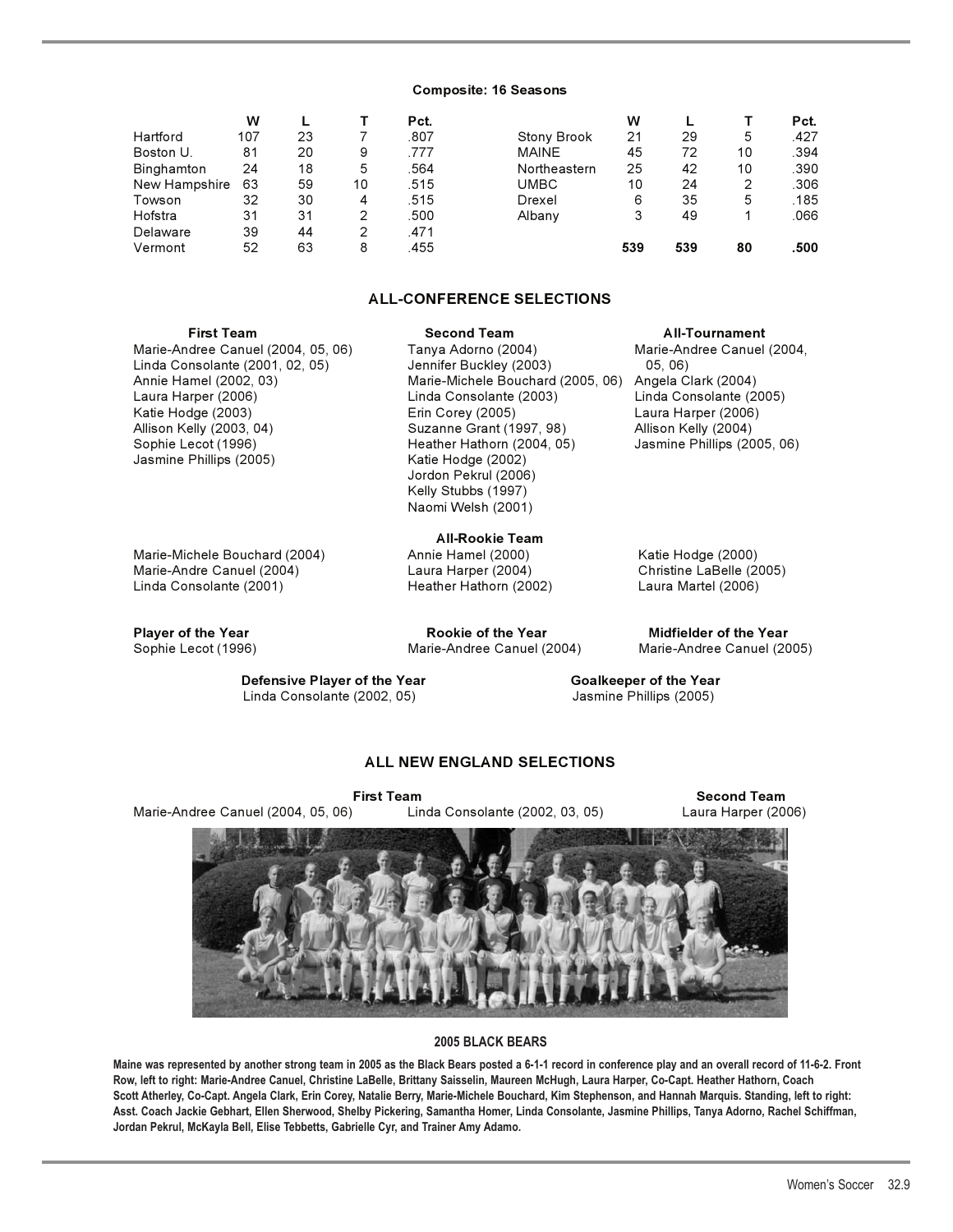**Composite: 16 Seasons**

| | W | L | T | Pct. | | W | L | T | Pct. |
|---|---|---|---|---|---|---|---|---|---|
| Hartford | 107 | 23 | 7 | .807 | Stony Brook | 21 | 29 | 5 | .427 |
| Boston U. | 81 | 20 | 9 | .777 | MAINE | 45 | 72 | 10 | .394 |
| Binghamton | 24 | 18 | 5 | .564 | Northeastern | 25 | 42 | 10 | .390 |
| New Hampshire | 63 | 59 | 10 | .515 | UMBC | 10 | 24 | 2 | .306 |
| Towson | 32 | 30 | 4 | .515 | Drexel | 6 | 35 | 5 | .185 |
| Hofstra | 31 | 31 | 2 | .500 | Albany | 3 | 49 | 1 | .066 |
| Delaware | 39 | 44 | 2 | .471 | | | | | |
| Vermont | 52 | 63 | 8 | .455 | | **539** | **539** | **80** | **.500** |

## ALL-CONFERENCE SELECTIONS

**First Team**
- Marie-Andree Canuel (2004, 05, 06)
- Linda Consolante (2001, 02, 05)
- Annie Hamel (2002, 03)
- Laura Harper (2006)
- Katie Hodge (2003)
- Allison Kelly (2003, 04)
- Sophie Lecot (1996)
- Jasmine Phillips (2005)

**Second Team**
- Tanya Adorno (2004)
- Jennifer Buckley (2003)
- Marie-Michele Bouchard (2005, 06)
- Linda Consolante (2003)
- Erin Corey (2005)
- Suzanne Grant (1997, 98)
- Heather Hathorn (2004, 05)
- Katie Hodge (2002)
- Jordon Pekrul (2006)
- Kelly Stubbs (1997)
- Naomi Welsh (2001)

**All-Tournament**
- Marie-Andree Canuel (2004, 05, 06)
- Angela Clark (2004)
- Linda Consolante (2005)
- Laura Harper (2006)
- Allison Kelly (2004)
- Jasmine Phillips (2005, 06)

**All-Rookie Team**
- Marie-Michele Bouchard (2004)
- Marie-Andre Canuel (2004)
- Linda Consolante (2001)
- Annie Hamel (2000)
- Laura Harper (2004)
- Heather Hathorn (2002)
- Katie Hodge (2000)
- Christine LaBelle (2005)
- Laura Martel (2006)

**Player of the Year**
Sophie Lecot (1996)

**Rookie of the Year**
Marie-Andree Canuel (2004)

**Midfielder of the Year**
Marie-Andree Canuel (2005)

**Defensive Player of the Year**
Linda Consolante (2002, 05)

**Goalkeeper of the Year**
Jasmine Phillips (2005)

## ALL NEW ENGLAND SELECTIONS

**First Team**
- Marie-Andree Canuel (2004, 05, 06)
- Linda Consolante (2002, 03, 05)

**Second Team**
- Laura Harper (2006)

**2005 BLACK BEARS**

**Maine was represented by another strong team in 2005 as the Black Bears posted a 6-1-1 record in conference play and an overall record of 11-6-2. Front Row, left to right: Marie-Andree Canuel, Christine LaBelle, Brittany Saisselin, Maureen McHugh, Laura Harper, Co-Capt. Heather Hathorn, Coach Scott Atherley, Co-Capt. Angela Clark, Erin Corey, Natalie Berry, Marie-Michele Bouchard, Kim Stephenson, and Hannah Marquis. Standing, left to right: Asst. Coach Jackie Gebhart, Ellen Sherwood, Shelby Pickering, Samantha Homer, Linda Consolante, Jasmine Phillips, Tanya Adorno, Rachel Schiffman, Jordan Pekrul, McKayla Bell, Elise Tebbetts, Gabrielle Cyr, and Trainer Amy Adamo.**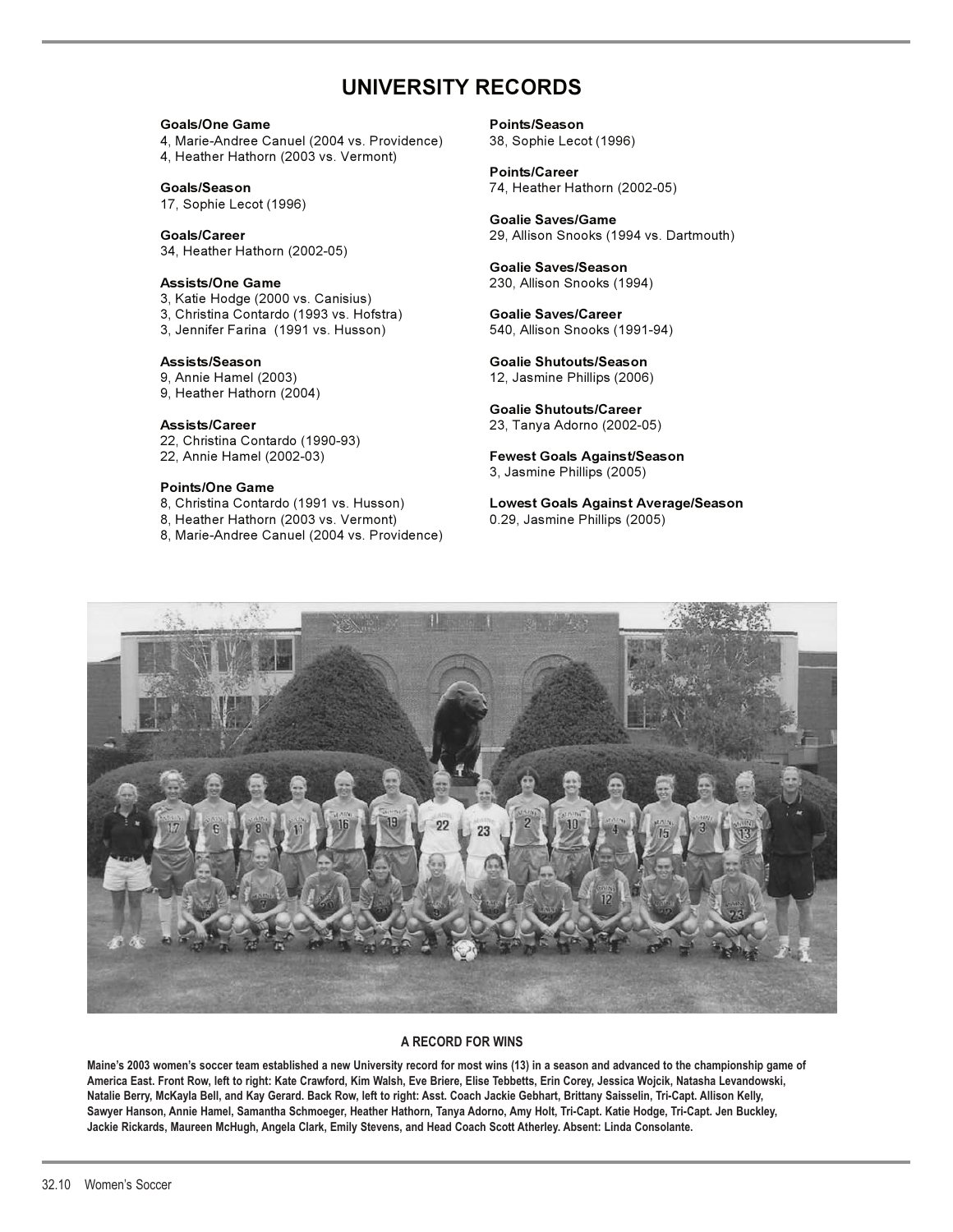# UNIVERSITY RECORDS

**Goals/One Game**
4, Marie-Andree Canuel (2004 vs. Providence)
4, Heather Hathorn (2003 vs. Vermont)

**Goals/Season**
17, Sophie Lecot (1996)

**Goals/Career**
34, Heather Hathorn (2002-05)

**Assists/One Game**
3, Katie Hodge (2000 vs. Canisius)
3, Christina Contardo (1993 vs. Hofstra)
3, Jennifer Farina (1991 vs. Husson)

**Assists/Season**
9, Annie Hamel (2003)
9, Heather Hathorn (2004)

**Assists/Career**
22, Christina Contardo (1990-93)
22, Annie Hamel (2002-03)

**Points/One Game**
8, Christina Contardo (1991 vs. Husson)
8, Heather Hathorn (2003 vs. Vermont)
8, Marie-Andree Canuel (2004 vs. Providence)

**Points/Season**
38, Sophie Lecot (1996)

**Points/Career**
74, Heather Hathorn (2002-05)

**Goalie Saves/Game**
29, Allison Snooks (1994 vs. Dartmouth)

**Goalie Saves/Season**
230, Allison Snooks (1994)

**Goalie Saves/Career**
540, Allison Snooks (1991-94)

**Goalie Shutouts/Season**
12, Jasmine Phillips (2006)

**Goalie Shutouts/Career**
23, Tanya Adorno (2002-05)

**Fewest Goals Against/Season**
3, Jasmine Phillips (2005)

**Lowest Goals Against Average/Season**
0.29, Jasmine Phillips (2005)

**A RECORD FOR WINS**

**Maine's 2003 women's soccer team established a new University record for most wins (13) in a season and advanced to the championship game of America East. Front Row, left to right: Kate Crawford, Kim Walsh, Eve Briere, Elise Tebbetts, Erin Corey, Jessica Wojcik, Natasha Levandowski, Natalie Berry, McKayla Bell, and Kay Gerard. Back Row, left to right: Asst. Coach Jackie Gebhart, Brittany Saisselin, Tri-Capt. Allison Kelly, Sawyer Hanson, Annie Hamel, Samantha Schmoeger, Heather Hathorn, Tanya Adorno, Amy Holt, Tri-Capt. Katie Hodge, Tri-Capt. Jen Buckley, Jackie Rickards, Maureen McHugh, Angela Clark, Emily Stevens, and Head Coach Scott Atherley. Absent: Linda Consolante.**